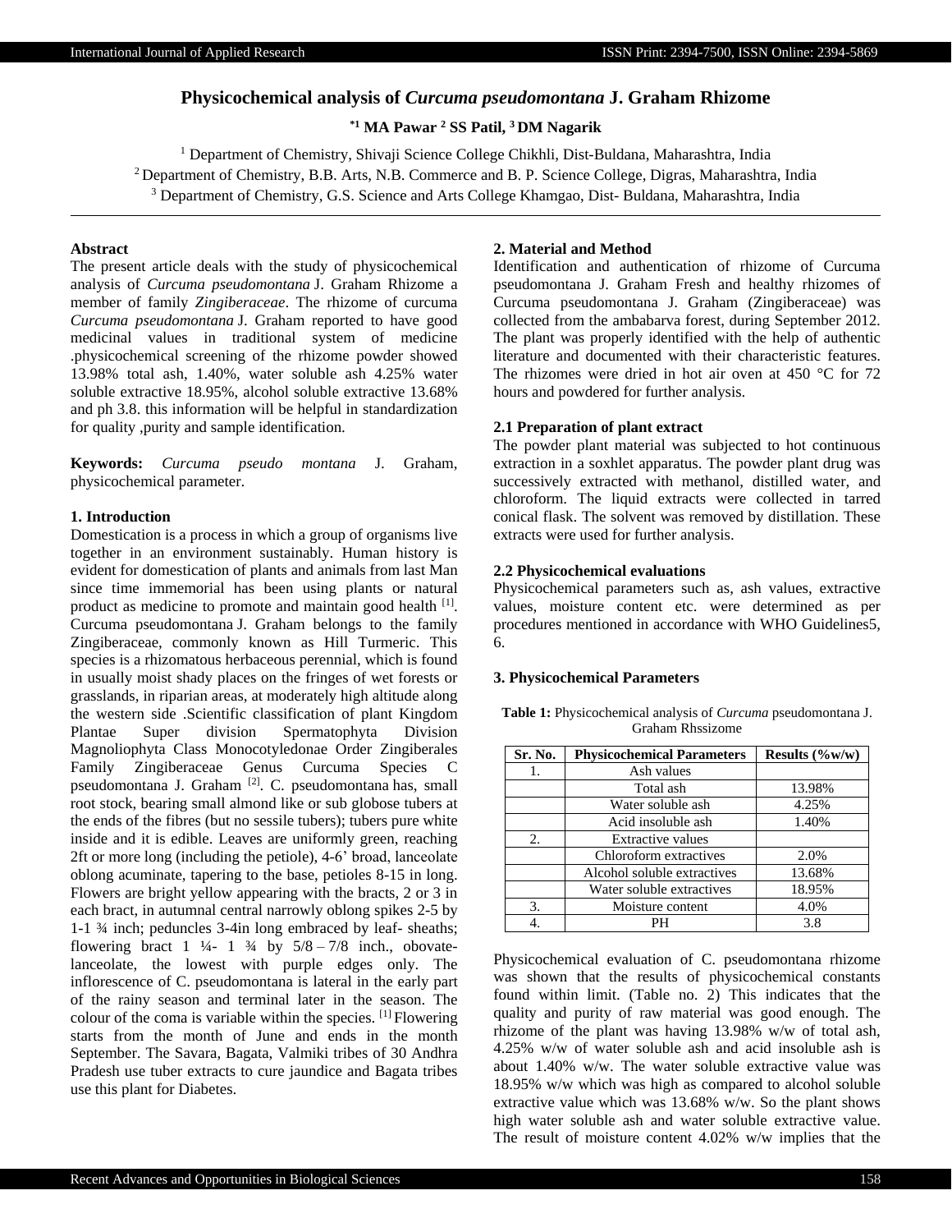# Physicochemical analysis of *Curcuma pseudomontana* J. Graham Rhizome

**[*1] MA Pawar [2] SS Patil, [3] DM Nagarik**

[1] Department of Chemistry, Shivaji Science College Chikhli, Dist-Buldana, Maharashtra, India
[2] Department of Chemistry, B.B. Arts, N.B. Commerce and B. P. Science College, Digras, Maharashtra, India
[3] Department of Chemistry, G.S. Science and Arts College Khamgao, Dist- Buldana, Maharashtra, India

---

**Abstract**

The present article deals with the study of physicochemical analysis of *Curcuma pseudomontana* J. Graham Rhizome a member of family *Zingiberaceae*. The rhizome of curcuma *Curcuma pseudomontana* J. Graham reported to have good medicinal values in traditional system of medicine .physicochemical screening of the rhizome powder showed 13.98% total ash, 1.40%, water soluble ash 4.25% water soluble extractive 18.95%, alcohol soluble extractive 13.68% and ph 3.8. this information will be helpful in standardization for quality ,purity and sample identification.

**Keywords:** *Curcuma pseudo montana* J. Graham, physicochemical parameter.

## 1. Introduction

Domestication is a process in which a group of organisms live together in an environment sustainably. Human history is evident for domestication of plants and animals from last Man since time immemorial has been using plants or natural product as medicine to promote and maintain good health [1]. Curcuma pseudomontana J. Graham belongs to the family Zingiberaceae, commonly known as Hill Turmeric. This species is a rhizomatous herbaceous perennial, which is found in usually moist shady places on the fringes of wet forests or grasslands, in riparian areas, at moderately high altitude along the western side .Scientific classification of plant Kingdom Plantae Super division Spermatophyta Division Magnoliophyta Class Monocotyledonae Order Zingiberales Family Zingiberaceae Genus Curcuma Species C pseudomontana J. Graham [2]. C. pseudomontana has, small root stock, bearing small almond like or sub globose tubers at the ends of the fibres (but no sessile tubers); tubers pure white inside and it is edible. Leaves are uniformly green, reaching 2ft or more long (including the petiole), 4-6' broad, lanceolate oblong acuminate, tapering to the base, petioles 8-15 in long. Flowers are bright yellow appearing with the bracts, 2 or 3 in each bract, in autumnal central narrowly oblong spikes 2-5 by 1-1 ¾ inch; peduncles 3-4in long embraced by leaf- sheaths; flowering bract 1 ¼- 1 ¾ by 5/8 – 7/8 inch., obovate-lanceolate, the lowest with purple edges only. The inflorescence of C. pseudomontana is lateral in the early part of the rainy season and terminal later in the season. The colour of the coma is variable within the species. [1] Flowering starts from the month of June and ends in the month September. The Savara, Bagata, Valmiki tribes of 30 Andhra Pradesh use tuber extracts to cure jaundice and Bagata tribes use this plant for Diabetes.

## 2. Material and Method

Identification and authentication of rhizome of Curcuma pseudomontana J. Graham Fresh and healthy rhizomes of Curcuma pseudomontana J. Graham (Zingiberaceae) was collected from the ambabarva forest, during September 2012. The plant was properly identified with the help of authentic literature and documented with their characteristic features. The rhizomes were dried in hot air oven at 450 °C for 72 hours and powdered for further analysis.

### 2.1 Preparation of plant extract

The powder plant material was subjected to hot continuous extraction in a soxhlet apparatus. The powder plant drug was successively extracted with methanol, distilled water, and chloroform. The liquid extracts were collected in tarred conical flask. The solvent was removed by distillation. These extracts were used for further analysis.

### 2.2 Physicochemical evaluations

Physicochemical parameters such as, ash values, extractive values, moisture content etc. were determined as per procedures mentioned in accordance with WHO Guidelines5, 6.

## 3. Physicochemical Parameters

**Table 1:** Physicochemical analysis of *Curcuma* pseudomontana J. Graham Rhssizome

| Sr. No. | Physicochemical Parameters | Results (%w/w) |
|---|---|---|
| 1. | Ash values | |
| | Total ash | 13.98% |
| | Water soluble ash | 4.25% |
| | Acid insoluble ash | 1.40% |
| 2. | Extractive values | |
| | Chloroform extractives | 2.0% |
| | Alcohol soluble extractives | 13.68% |
| | Water soluble extractives | 18.95% |
| 3. | Moisture content | 4.0% |
| 4. | PH | 3.8 |

Physicochemical evaluation of C. pseudomontana rhizome was shown that the results of physicochemical constants found within limit. (Table no. 2) This indicates that the quality and purity of raw material was good enough. The rhizome of the plant was having 13.98% w/w of total ash, 4.25% w/w of water soluble ash and acid insoluble ash is about 1.40% w/w. The water soluble extractive value was 18.95% w/w which was high as compared to alcohol soluble extractive value which was 13.68% w/w. So the plant shows high water soluble ash and water soluble extractive value. The result of moisture content 4.02% w/w implies that the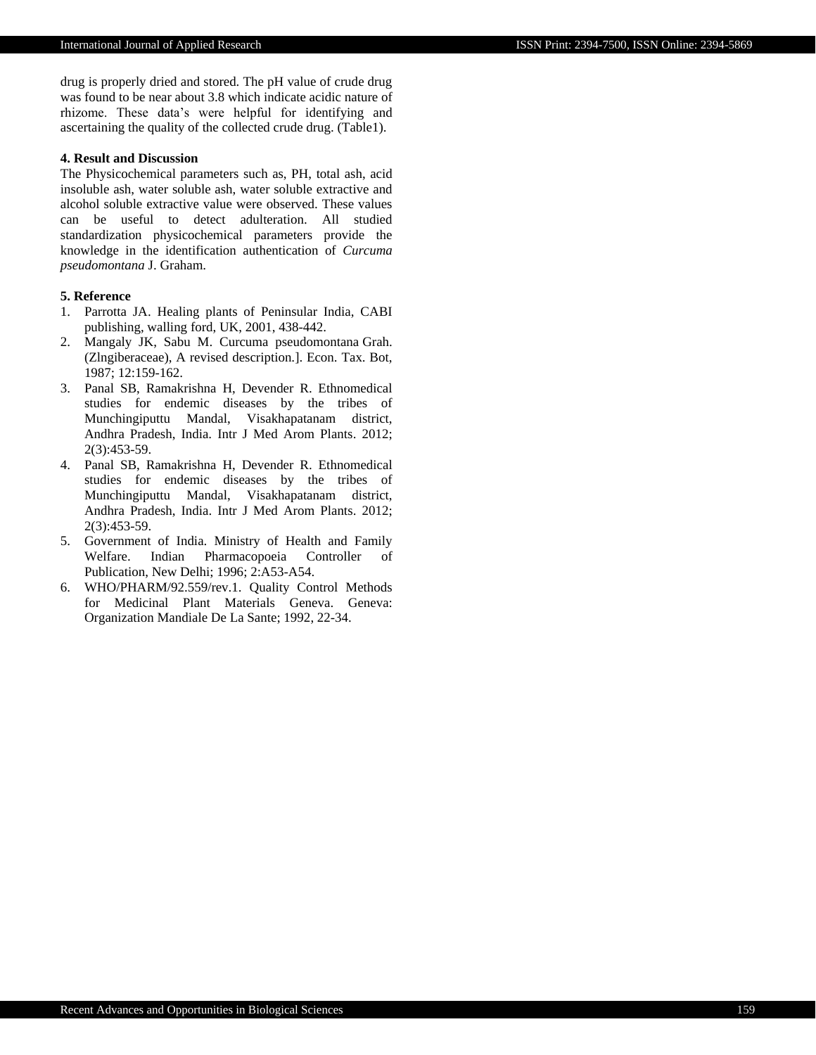drug is properly dried and stored. The pH value of crude drug was found to be near about 3.8 which indicate acidic nature of rhizome. These data's were helpful for identifying and ascertaining the quality of the collected crude drug. (Table1).

## 4. Result and Discussion

The Physicochemical parameters such as, PH, total ash, acid insoluble ash, water soluble ash, water soluble extractive and alcohol soluble extractive value were observed. These values can be useful to detect adulteration. All studied standardization physicochemical parameters provide the knowledge in the identification authentication of *Curcuma pseudomontana* J. Graham.

## 5. Reference

1. Parrotta JA. Healing plants of Peninsular India, CABI publishing, walling ford, UK, 2001, 438-442.
2. Mangaly JK, Sabu M. Curcuma pseudomontana Grah. (Zlngiberaceae), A revised description.]. Econ. Tax. Bot, 1987; 12:159-162.
3. Panal SB, Ramakrishna H, Devender R. Ethnomedical studies for endemic diseases by the tribes of Munchingiputtu Mandal, Visakhapatanam district, Andhra Pradesh, India. Intr J Med Arom Plants. 2012; 2(3):453-59.
4. Panal SB, Ramakrishna H, Devender R. Ethnomedical studies for endemic diseases by the tribes of Munchingiputtu Mandal, Visakhapatanam district, Andhra Pradesh, India. Intr J Med Arom Plants. 2012; 2(3):453-59.
5. Government of India. Ministry of Health and Family Welfare. Indian Pharmacopoeia Controller of Publication, New Delhi; 1996; 2:A53-A54.
6. WHO/PHARM/92.559/rev.1. Quality Control Methods for Medicinal Plant Materials Geneva. Geneva: Organization Mandiale De La Sante; 1992, 22-34.